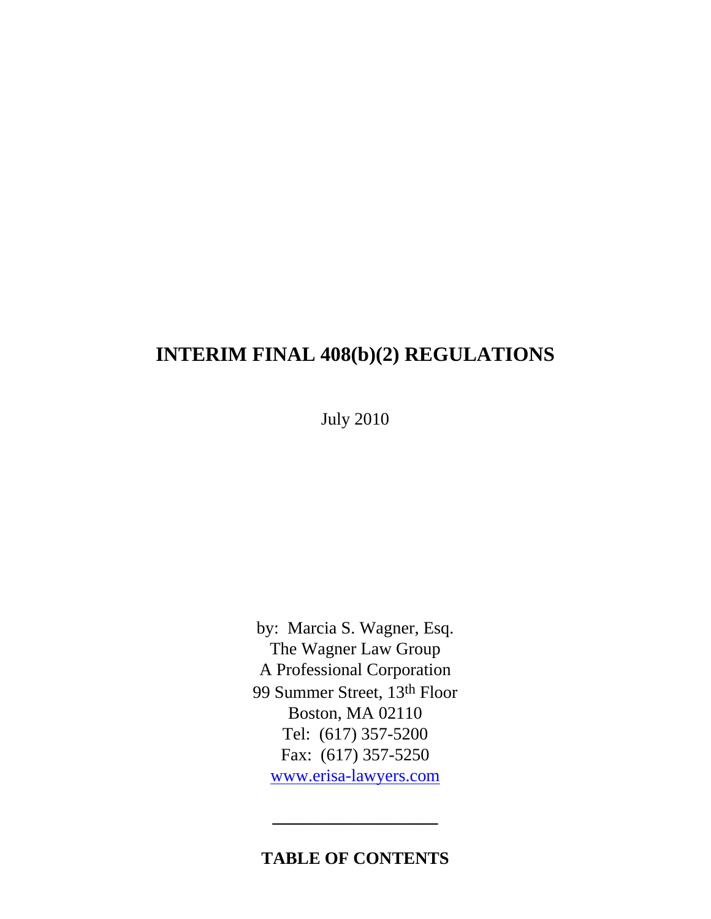# INTERIM FINAL 408(b)(2) REGULATIONS

July 2010

by: Marcia S. Wagner, Esq.
The Wagner Law Group
A Professional Corporation
99 Summer Street, 13th Floor
Boston, MA 02110
Tel: (617) 357-5200
Fax: (617) 357-5250
www.erisa-lawyers.com

---

**TABLE OF CONTENTS**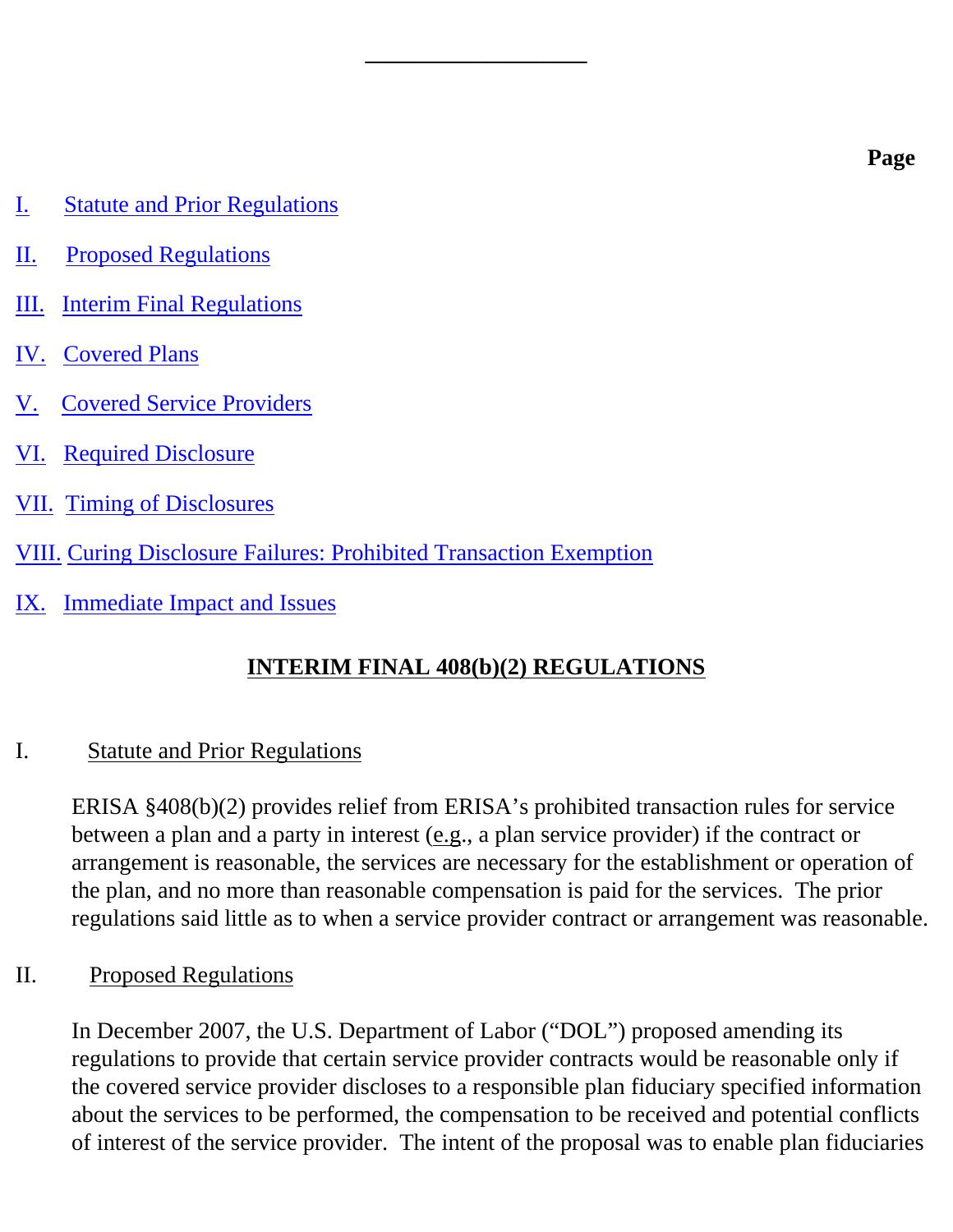**Page**

I. Statute and Prior Regulations

II. Proposed Regulations

III. Interim Final Regulations

IV. Covered Plans

V. Covered Service Providers

VI. Required Disclosure

VII. Timing of Disclosures

VIII. Curing Disclosure Failures: Prohibited Transaction Exemption

IX. Immediate Impact and Issues

# INTERIM FINAL 408(b)(2) REGULATIONS

## I. Statute and Prior Regulations

ERISA §408(b)(2) provides relief from ERISA's prohibited transaction rules for service between a plan and a party in interest (e.g., a plan service provider) if the contract or arrangement is reasonable, the services are necessary for the establishment or operation of the plan, and no more than reasonable compensation is paid for the services. The prior regulations said little as to when a service provider contract or arrangement was reasonable.

## II. Proposed Regulations

In December 2007, the U.S. Department of Labor ("DOL") proposed amending its regulations to provide that certain service provider contracts would be reasonable only if the covered service provider discloses to a responsible plan fiduciary specified information about the services to be performed, the compensation to be received and potential conflicts of interest of the service provider. The intent of the proposal was to enable plan fiduciaries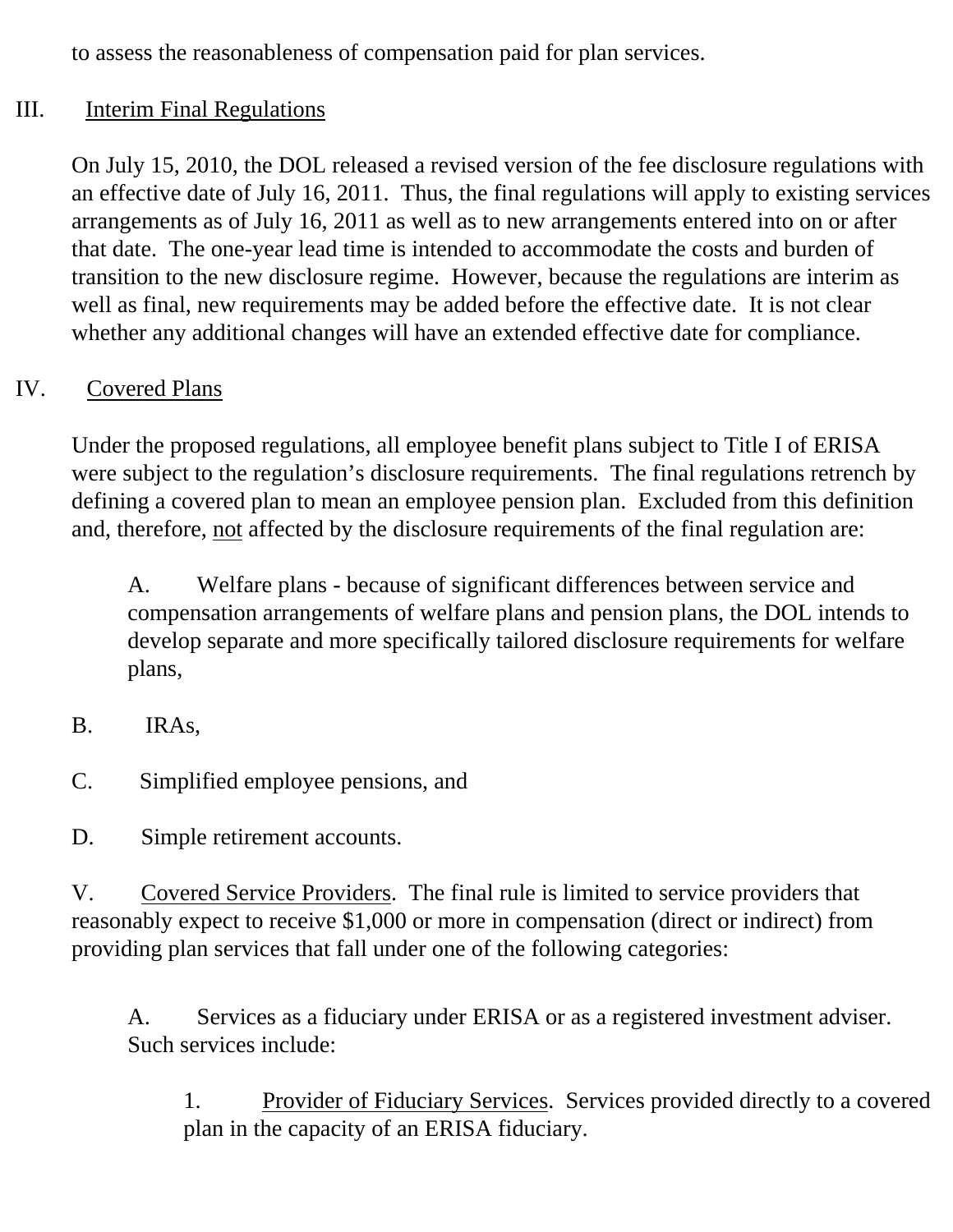to assess the reasonableness of compensation paid for plan services.

III. Interim Final Regulations

On July 15, 2010, the DOL released a revised version of the fee disclosure regulations with an effective date of July 16, 2011. Thus, the final regulations will apply to existing services arrangements as of July 16, 2011 as well as to new arrangements entered into on or after that date. The one-year lead time is intended to accommodate the costs and burden of transition to the new disclosure regime. However, because the regulations are interim as well as final, new requirements may be added before the effective date. It is not clear whether any additional changes will have an extended effective date for compliance.

IV. Covered Plans

Under the proposed regulations, all employee benefit plans subject to Title I of ERISA were subject to the regulation's disclosure requirements. The final regulations retrench by defining a covered plan to mean an employee pension plan. Excluded from this definition and, therefore, not affected by the disclosure requirements of the final regulation are:

A. Welfare plans - because of significant differences between service and compensation arrangements of welfare plans and pension plans, the DOL intends to develop separate and more specifically tailored disclosure requirements for welfare plans,

B. IRAs,

C. Simplified employee pensions, and

D. Simple retirement accounts.

V. Covered Service Providers. The final rule is limited to service providers that reasonably expect to receive $1,000 or more in compensation (direct or indirect) from providing plan services that fall under one of the following categories:

A. Services as a fiduciary under ERISA or as a registered investment adviser. Such services include:

1. Provider of Fiduciary Services. Services provided directly to a covered plan in the capacity of an ERISA fiduciary.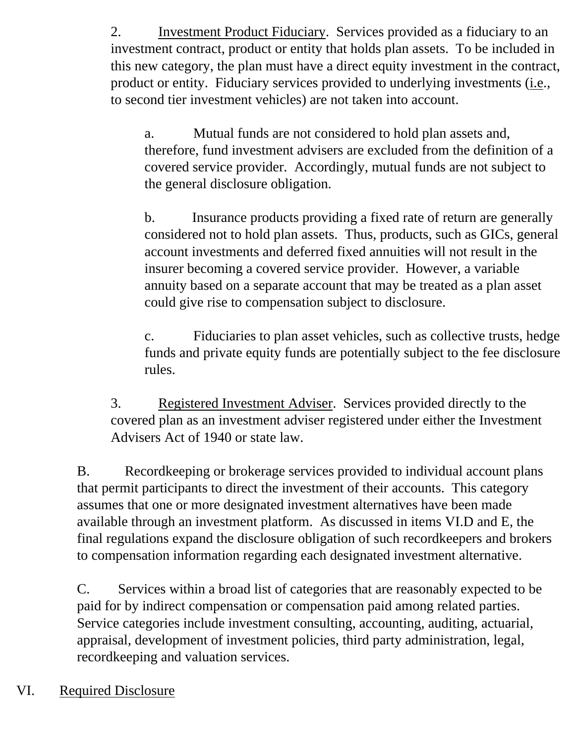2. Investment Product Fiduciary. Services provided as a fiduciary to an investment contract, product or entity that holds plan assets. To be included in this new category, the plan must have a direct equity investment in the contract, product or entity. Fiduciary services provided to underlying investments (i.e., to second tier investment vehicles) are not taken into account.

   a. Mutual funds are not considered to hold plan assets and, therefore, fund investment advisers are excluded from the definition of a covered service provider. Accordingly, mutual funds are not subject to the general disclosure obligation.

   b. Insurance products providing a fixed rate of return are generally considered not to hold plan assets. Thus, products, such as GICs, general account investments and deferred fixed annuities will not result in the insurer becoming a covered service provider. However, a variable annuity based on a separate account that may be treated as a plan asset could give rise to compensation subject to disclosure.

   c. Fiduciaries to plan asset vehicles, such as collective trusts, hedge funds and private equity funds are potentially subject to the fee disclosure rules.

3. Registered Investment Adviser. Services provided directly to the covered plan as an investment adviser registered under either the Investment Advisers Act of 1940 or state law.

B. Recordkeeping or brokerage services provided to individual account plans that permit participants to direct the investment of their accounts. This category assumes that one or more designated investment alternatives have been made available through an investment platform. As discussed in items VI.D and E, the final regulations expand the disclosure obligation of such recordkeepers and brokers to compensation information regarding each designated investment alternative.

C. Services within a broad list of categories that are reasonably expected to be paid for by indirect compensation or compensation paid among related parties. Service categories include investment consulting, accounting, auditing, actuarial, appraisal, development of investment policies, third party administration, legal, recordkeeping and valuation services.

## VI. Required Disclosure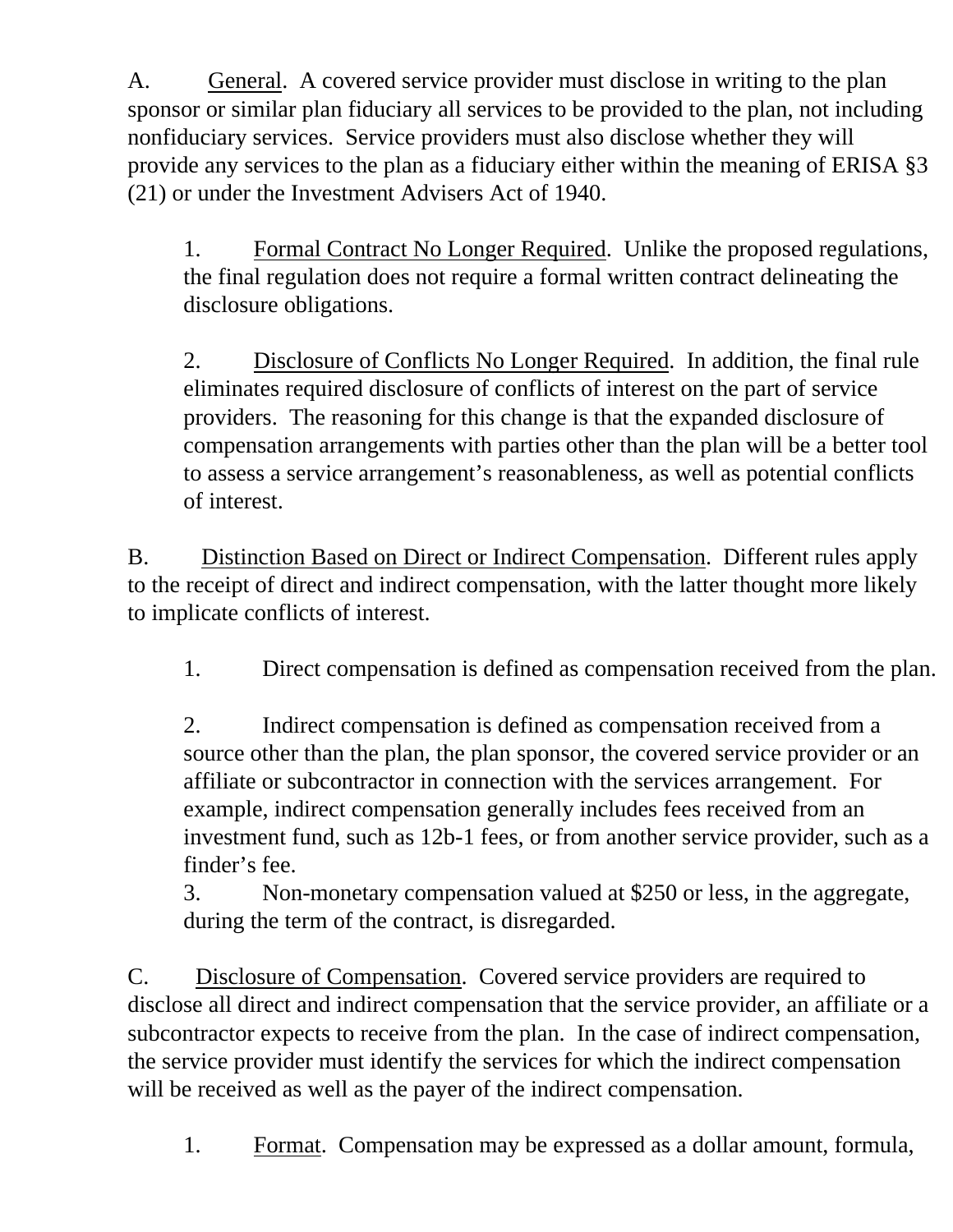A. <u>General</u>. A covered service provider must disclose in writing to the plan sponsor or similar plan fiduciary all services to be provided to the plan, not including nonfiduciary services. Service providers must also disclose whether they will provide any services to the plan as a fiduciary either within the meaning of ERISA §3 (21) or under the Investment Advisers Act of 1940.

> 1. <u>Formal Contract No Longer Required</u>. Unlike the proposed regulations, the final regulation does not require a formal written contract delineating the disclosure obligations.
>
> 2. <u>Disclosure of Conflicts No Longer Required</u>. In addition, the final rule eliminates required disclosure of conflicts of interest on the part of service providers. The reasoning for this change is that the expanded disclosure of compensation arrangements with parties other than the plan will be a better tool to assess a service arrangement's reasonableness, as well as potential conflicts of interest.

B. <u>Distinction Based on Direct or Indirect Compensation</u>. Different rules apply to the receipt of direct and indirect compensation, with the latter thought more likely to implicate conflicts of interest.

> 1. Direct compensation is defined as compensation received from the plan.
>
> 2. Indirect compensation is defined as compensation received from a source other than the plan, the plan sponsor, the covered service provider or an affiliate or subcontractor in connection with the services arrangement. For example, indirect compensation generally includes fees received from an investment fund, such as 12b-1 fees, or from another service provider, such as a finder's fee.
>
> 3. Non-monetary compensation valued at $250 or less, in the aggregate, during the term of the contract, is disregarded.

C. <u>Disclosure of Compensation</u>. Covered service providers are required to disclose all direct and indirect compensation that the service provider, an affiliate or a subcontractor expects to receive from the plan. In the case of indirect compensation, the service provider must identify the services for which the indirect compensation will be received as well as the payer of the indirect compensation.

> 1. <u>Format</u>. Compensation may be expressed as a dollar amount, formula,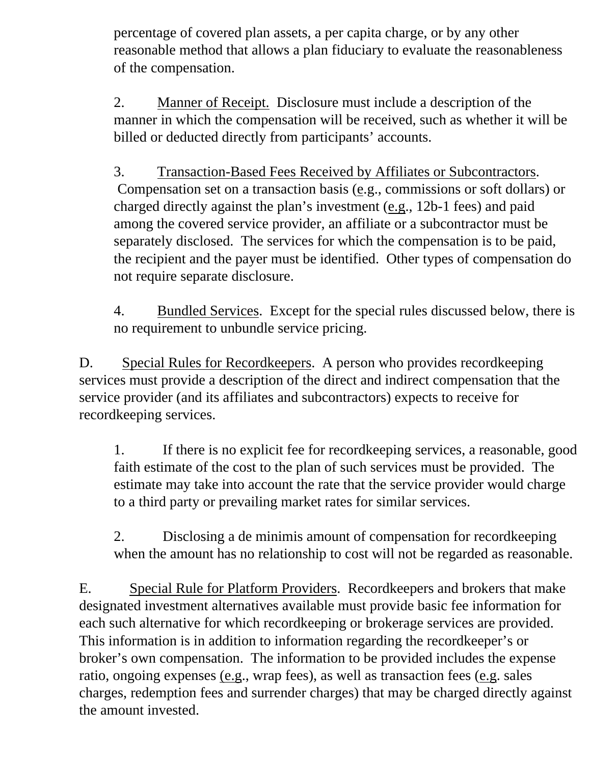percentage of covered plan assets, a per capita charge, or by any other reasonable method that allows a plan fiduciary to evaluate the reasonableness of the compensation.

2. Manner of Receipt. Disclosure must include a description of the manner in which the compensation will be received, such as whether it will be billed or deducted directly from participants' accounts.

3. Transaction-Based Fees Received by Affiliates or Subcontractors. Compensation set on a transaction basis (e.g., commissions or soft dollars) or charged directly against the plan's investment (e.g., 12b-1 fees) and paid among the covered service provider, an affiliate or a subcontractor must be separately disclosed. The services for which the compensation is to be paid, the recipient and the payer must be identified. Other types of compensation do not require separate disclosure.

4. Bundled Services. Except for the special rules discussed below, there is no requirement to unbundle service pricing.

D. Special Rules for Recordkeepers. A person who provides recordkeeping services must provide a description of the direct and indirect compensation that the service provider (and its affiliates and subcontractors) expects to receive for recordkeeping services.

1. If there is no explicit fee for recordkeeping services, a reasonable, good faith estimate of the cost to the plan of such services must be provided. The estimate may take into account the rate that the service provider would charge to a third party or prevailing market rates for similar services.

2. Disclosing a de minimis amount of compensation for recordkeeping when the amount has no relationship to cost will not be regarded as reasonable.

E. Special Rule for Platform Providers. Recordkeepers and brokers that make designated investment alternatives available must provide basic fee information for each such alternative for which recordkeeping or brokerage services are provided. This information is in addition to information regarding the recordkeeper's or broker's own compensation. The information to be provided includes the expense ratio, ongoing expenses (e.g., wrap fees), as well as transaction fees (e.g. sales charges, redemption fees and surrender charges) that may be charged directly against the amount invested.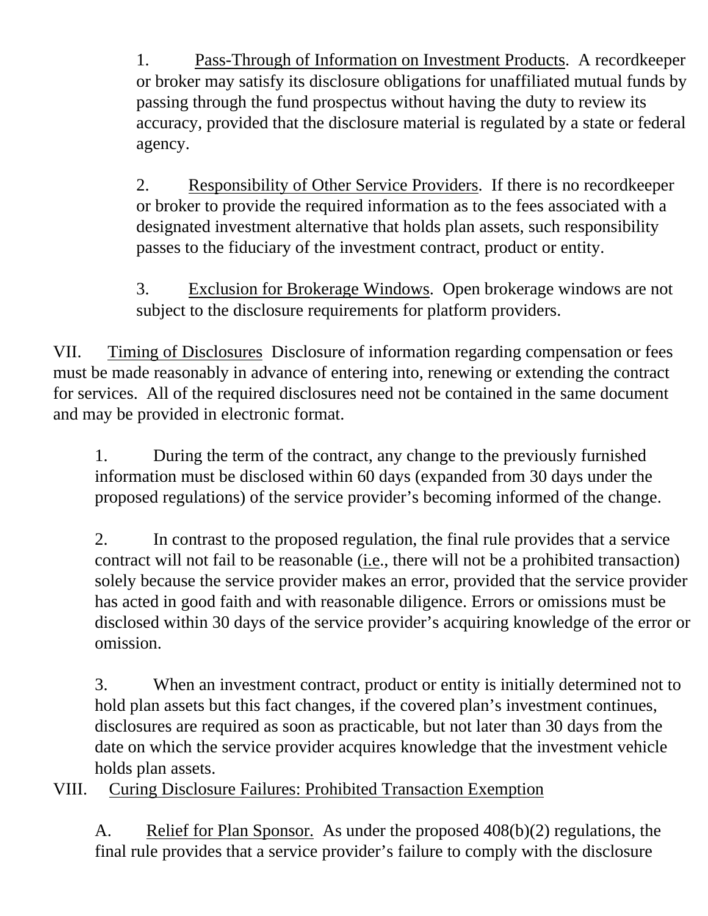1. <u>Pass-Through of Information on Investment Products</u>. A recordkeeper or broker may satisfy its disclosure obligations for unaffiliated mutual funds by passing through the fund prospectus without having the duty to review its accuracy, provided that the disclosure material is regulated by a state or federal agency.

2. <u>Responsibility of Other Service Providers</u>. If there is no recordkeeper or broker to provide the required information as to the fees associated with a designated investment alternative that holds plan assets, such responsibility passes to the fiduciary of the investment contract, product or entity.

3. <u>Exclusion for Brokerage Windows</u>. Open brokerage windows are not subject to the disclosure requirements for platform providers.

VII. <u>Timing of Disclosures</u> Disclosure of information regarding compensation or fees must be made reasonably in advance of entering into, renewing or extending the contract for services. All of the required disclosures need not be contained in the same document and may be provided in electronic format.

1. During the term of the contract, any change to the previously furnished information must be disclosed within 60 days (expanded from 30 days under the proposed regulations) of the service provider's becoming informed of the change.

2. In contrast to the proposed regulation, the final rule provides that a service contract will not fail to be reasonable (<u>i.e</u>., there will not be a prohibited transaction) solely because the service provider makes an error, provided that the service provider has acted in good faith and with reasonable diligence. Errors or omissions must be disclosed within 30 days of the service provider's acquiring knowledge of the error or omission.

3. When an investment contract, product or entity is initially determined not to hold plan assets but this fact changes, if the covered plan's investment continues, disclosures are required as soon as practicable, but not later than 30 days from the date on which the service provider acquires knowledge that the investment vehicle holds plan assets.

VIII. <u>Curing Disclosure Failures: Prohibited Transaction Exemption</u>

A. <u>Relief for Plan Sponsor.</u> As under the proposed 408(b)(2) regulations, the final rule provides that a service provider's failure to comply with the disclosure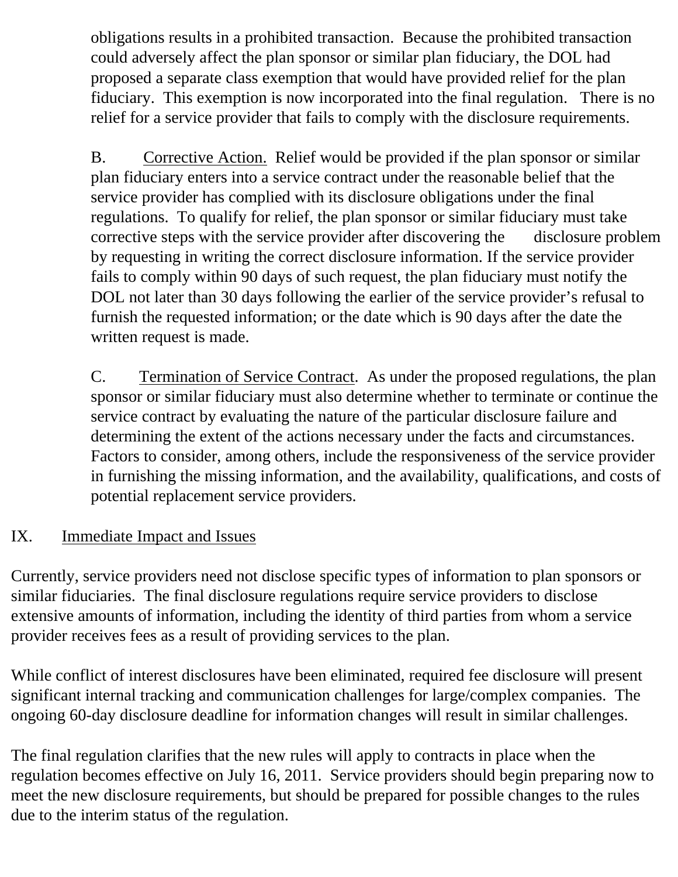obligations results in a prohibited transaction. Because the prohibited transaction could adversely affect the plan sponsor or similar plan fiduciary, the DOL had proposed a separate class exemption that would have provided relief for the plan fiduciary. This exemption is now incorporated into the final regulation. There is no relief for a service provider that fails to comply with the disclosure requirements.

B. Corrective Action. Relief would be provided if the plan sponsor or similar plan fiduciary enters into a service contract under the reasonable belief that the service provider has complied with its disclosure obligations under the final regulations. To qualify for relief, the plan sponsor or similar fiduciary must take corrective steps with the service provider after discovering the disclosure problem by requesting in writing the correct disclosure information. If the service provider fails to comply within 90 days of such request, the plan fiduciary must notify the DOL not later than 30 days following the earlier of the service provider's refusal to furnish the requested information; or the date which is 90 days after the date the written request is made.

C. Termination of Service Contract. As under the proposed regulations, the plan sponsor or similar fiduciary must also determine whether to terminate or continue the service contract by evaluating the nature of the particular disclosure failure and determining the extent of the actions necessary under the facts and circumstances. Factors to consider, among others, include the responsiveness of the service provider in furnishing the missing information, and the availability, qualifications, and costs of potential replacement service providers.

## IX. Immediate Impact and Issues

Currently, service providers need not disclose specific types of information to plan sponsors or similar fiduciaries. The final disclosure regulations require service providers to disclose extensive amounts of information, including the identity of third parties from whom a service provider receives fees as a result of providing services to the plan.

While conflict of interest disclosures have been eliminated, required fee disclosure will present significant internal tracking and communication challenges for large/complex companies. The ongoing 60-day disclosure deadline for information changes will result in similar challenges.

The final regulation clarifies that the new rules will apply to contracts in place when the regulation becomes effective on July 16, 2011. Service providers should begin preparing now to meet the new disclosure requirements, but should be prepared for possible changes to the rules due to the interim status of the regulation.